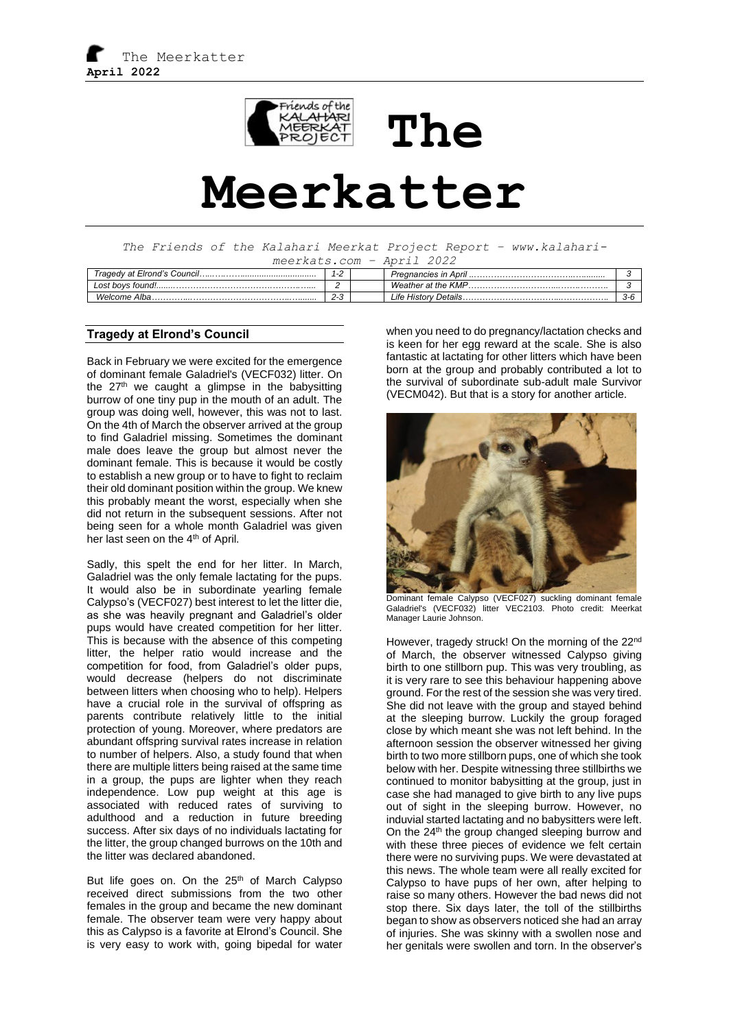# The Meerkatter

*The Friends of the Kalahari Meerkat Project Report – www.kalahari-meerkats.com – April 2022*

| | | | | |
|---|---|---|---|---|
| *Tragedy at Elrond's Council* | *1-2* | | *Pregnancies in April* | *3* |
| *Lost boys found!* | *2* | | *Weather at the KMP* | *3* |
| *Welcome Alba* | *2-3* | | *Life History Details* | *3-6* |

## Tragedy at Elrond's Council

Back in February we were excited for the emergence of dominant female Galadriel's (VECF032) litter. On the 27th we caught a glimpse in the babysitting burrow of one tiny pup in the mouth of an adult. The group was doing well, however, this was not to last. On the 4th of March the observer arrived at the group to find Galadriel missing. Sometimes the dominant male does leave the group but almost never the dominant female. This is because it would be costly to establish a new group or to have to fight to reclaim their old dominant position within the group. We knew this probably meant the worst, especially when she did not return in the subsequent sessions. After not being seen for a whole month Galadriel was given her last seen on the 4th of April.

Sadly, this spelt the end for her litter. In March, Galadriel was the only female lactating for the pups. It would also be in subordinate yearling female Calypso's (VECF027) best interest to let the litter die, as she was heavily pregnant and Galadriel's older pups would have created competition for her litter. This is because with the absence of this competing litter, the helper ratio would increase and the competition for food, from Galadriel's older pups, would decrease (helpers do not discriminate between litters when choosing who to help). Helpers have a crucial role in the survival of offspring as parents contribute relatively little to the initial protection of young. Moreover, where predators are abundant offspring survival rates increase in relation to number of helpers. Also, a study found that when there are multiple litters being raised at the same time in a group, the pups are lighter when they reach independence. Low pup weight at this age is associated with reduced rates of surviving to adulthood and a reduction in future breeding success. After six days of no individuals lactating for the litter, the group changed burrows on the 10th and the litter was declared abandoned.

But life goes on. On the 25th of March Calypso received direct submissions from the two other females in the group and became the new dominant female. The observer team were very happy about this as Calypso is a favorite at Elrond's Council. She is very easy to work with, going bipedal for water when you need to do pregnancy/lactation checks and is keen for her egg reward at the scale. She is also fantastic at lactating for other litters which have been born at the group and probably contributed a lot to the survival of subordinate sub-adult male Survivor (VECM042). But that is a story for another article.

Dominant female Calypso (VECF027) suckling dominant female Galadriel's (VECF032) litter VEC2103. Photo credit: Meerkat Manager Laurie Johnson.

However, tragedy struck! On the morning of the 22nd of March, the observer witnessed Calypso giving birth to one stillborn pup. This was very troubling, as it is very rare to see this behaviour happening above ground. For the rest of the session she was very tired. She did not leave with the group and stayed behind at the sleeping burrow. Luckily the group foraged close by which meant she was not left behind. In the afternoon session the observer witnessed her giving birth to two more stillborn pups, one of which she took below with her. Despite witnessing three stillbirths we continued to monitor babysitting at the group, just in case she had managed to give birth to any live pups out of sight in the sleeping burrow. However, no induvial started lactating and no babysitters were left. On the 24th the group changed sleeping burrow and with these three pieces of evidence we felt certain there were no surviving pups. We were devastated at this news. The whole team were all really excited for Calypso to have pups of her own, after helping to raise so many others. However the bad news did not stop there. Six days later, the toll of the stillbirths began to show as observers noticed she had an array of injuries. She was skinny with a swollen nose and her genitals were swollen and torn. In the observer's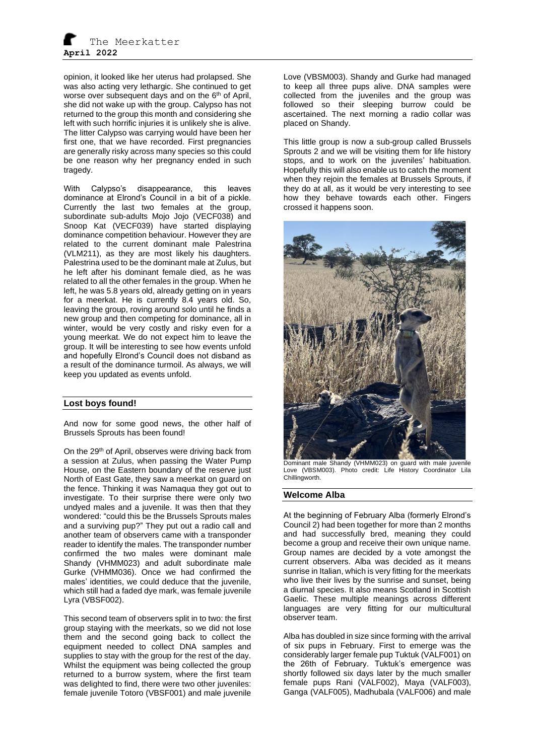opinion, it looked like her uterus had prolapsed. She was also acting very lethargic. She continued to get worse over subsequent days and on the 6th of April, she did not wake up with the group. Calypso has not returned to the group this month and considering she left with such horrific injuries it is unlikely she is alive. The litter Calypso was carrying would have been her first one, that we have recorded. First pregnancies are generally risky across many species so this could be one reason why her pregnancy ended in such tragedy.

With Calypso's disappearance, this leaves dominance at Elrond's Council in a bit of a pickle. Currently the last two females at the group, subordinate sub-adults Mojo Jojo (VECF038) and Snoop Kat (VECF039) have started displaying dominance competition behaviour. However they are related to the current dominant male Palestrina (VLM211), as they are most likely his daughters. Palestrina used to be the dominant male at Zulus, but he left after his dominant female died, as he was related to all the other females in the group. When he left, he was 5.8 years old, already getting on in years for a meerkat. He is currently 8.4 years old. So, leaving the group, roving around solo until he finds a new group and then competing for dominance, all in winter, would be very costly and risky even for a young meerkat. We do not expect him to leave the group. It will be interesting to see how events unfold and hopefully Elrond's Council does not disband as a result of the dominance turmoil. As always, we will keep you updated as events unfold.

## Lost boys found!

And now for some good news, the other half of Brussels Sprouts has been found!

On the 29th of April, observes were driving back from a session at Zulus, when passing the Water Pump House, on the Eastern boundary of the reserve just North of East Gate, they saw a meerkat on guard on the fence. Thinking it was Namaqua they got out to investigate. To their surprise there were only two undyed males and a juvenile. It was then that they wondered: "could this be the Brussels Sprouts males and a surviving pup?" They put out a radio call and another team of observers came with a transponder reader to identify the males. The transponder number confirmed the two males were dominant male Shandy (VHMM023) and adult subordinate male Gurke (VHMM036). Once we had confirmed the males' identities, we could deduce that the juvenile, which still had a faded dye mark, was female juvenile Lyra (VBSF002).

This second team of observers split in to two: the first group staying with the meerkats, so we did not lose them and the second going back to collect the equipment needed to collect DNA samples and supplies to stay with the group for the rest of the day. Whilst the equipment was being collected the group returned to a burrow system, where the first team was delighted to find, there were two other juveniles: female juvenile Totoro (VBSF001) and male juvenile Love (VBSM003). Shandy and Gurke had managed to keep all three pups alive. DNA samples were collected from the juveniles and the group was followed so their sleeping burrow could be ascertained. The next morning a radio collar was placed on Shandy.

This little group is now a sub-group called Brussels Sprouts 2 and we will be visiting them for life history stops, and to work on the juveniles' habituation. Hopefully this will also enable us to catch the moment when they rejoin the females at Brussels Sprouts, if they do at all, as it would be very interesting to see how they behave towards each other. Fingers crossed it happens soon.

Dominant male Shandy (VHMM023) on guard with male juvenile Love (VBSM003). Photo credit: Life History Coordinator Lila Chillingworth.

## Welcome Alba

At the beginning of February Alba (formerly Elrond's Council 2) had been together for more than 2 months and had successfully bred, meaning they could become a group and receive their own unique name. Group names are decided by a vote amongst the current observers. Alba was decided as it means sunrise in Italian, which is very fitting for the meerkats who live their lives by the sunrise and sunset, being a diurnal species. It also means Scotland in Scottish Gaelic. These multiple meanings across different languages are very fitting for our multicultural observer team.

Alba has doubled in size since forming with the arrival of six pups in February. First to emerge was the considerably larger female pup Tuktuk (VALF001) on the 26th of February. Tuktuk's emergence was shortly followed six days later by the much smaller female pups Rani (VALF002), Maya (VALF003), Ganga (VALF005), Madhubala (VALF006) and male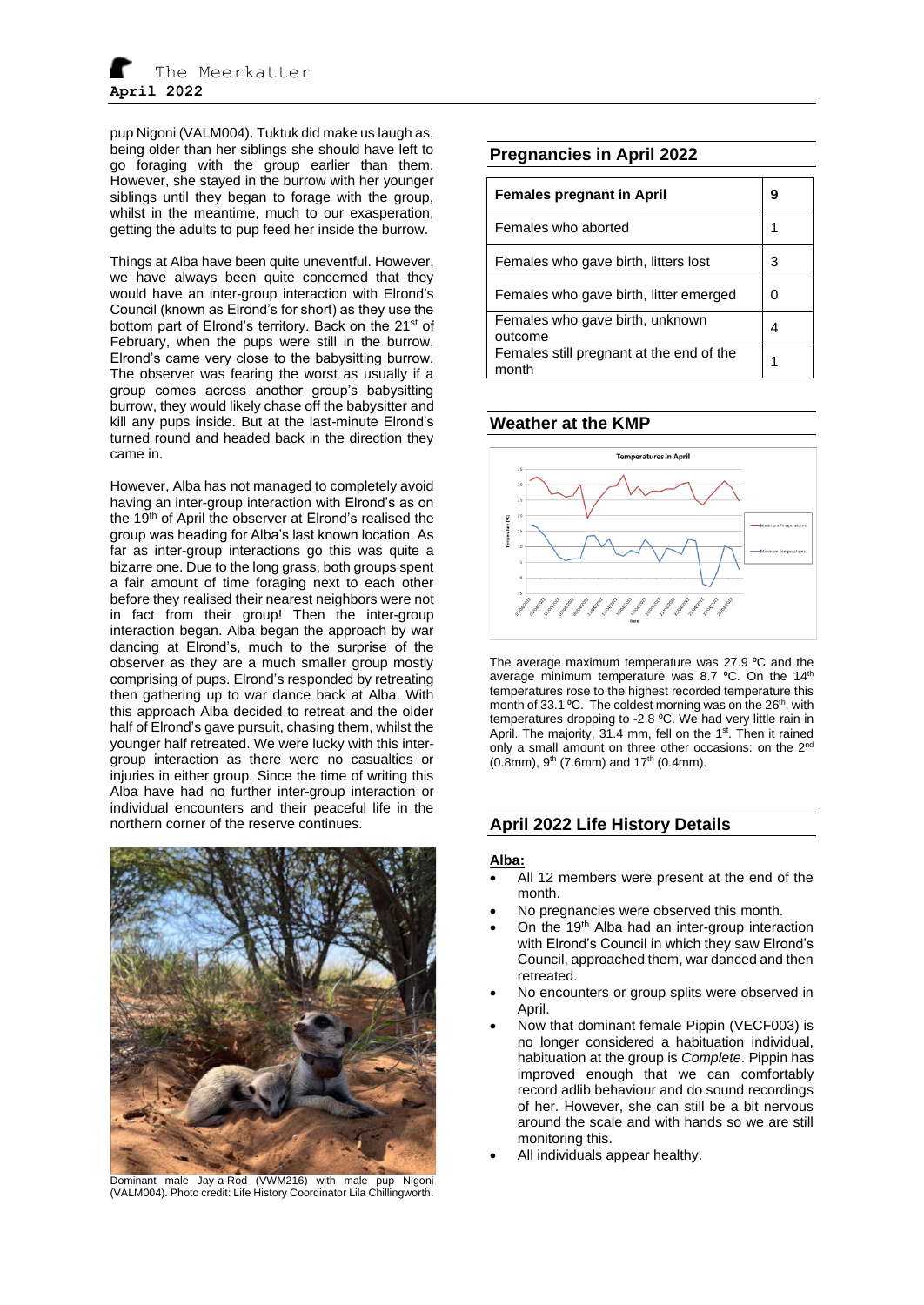pup Nigoni (VALM004). Tuktuk did make us laugh as, being older than her siblings she should have left to go foraging with the group earlier than them. However, she stayed in the burrow with her younger siblings until they began to forage with the group, whilst in the meantime, much to our exasperation, getting the adults to pup feed her inside the burrow.

Things at Alba have been quite uneventful. However, we have always been quite concerned that they would have an inter-group interaction with Elrond's Council (known as Elrond's for short) as they use the bottom part of Elrond's territory. Back on the 21st of February, when the pups were still in the burrow, Elrond's came very close to the babysitting burrow. The observer was fearing the worst as usually if a group comes across another group's babysitting burrow, they would likely chase off the babysitter and kill any pups inside. But at the last-minute Elrond's turned round and headed back in the direction they came in.

However, Alba has not managed to completely avoid having an inter-group interaction with Elrond's as on the 19th of April the observer at Elrond's realised the group was heading for Alba's last known location. As far as inter-group interactions go this was quite a bizarre one. Due to the long grass, both groups spent a fair amount of time foraging next to each other before they realised their nearest neighbors were not in fact from their group! Then the inter-group interaction began. Alba began the approach by war dancing at Elrond's, much to the surprise of the observer as they are a much smaller group mostly comprising of pups. Elrond's responded by retreating then gathering up to war dance back at Alba. With this approach Alba decided to retreat and the older half of Elrond's gave pursuit, chasing them, whilst the younger half retreated. We were lucky with this inter-group interaction as there were no casualties or injuries in either group. Since the time of writing this Alba have had no further inter-group interaction or individual encounters and their peaceful life in the northern corner of the reserve continues.

Dominant male Jay-a-Rod (VWM216) with male pup Nigoni (VALM004). Photo credit: Life History Coordinator Lila Chillingworth.

## Pregnancies in April 2022

| Females pregnant in April | 9 |
|---|---|
| Females who aborted | 1 |
| Females who gave birth, litters lost | 3 |
| Females who gave birth, litter emerged | 0 |
| Females who gave birth, unknown outcome | 4 |
| Females still pregnant at the end of the month | 1 |

## Weather at the KMP

The average maximum temperature was 27.9 ºC and the average minimum temperature was 8.7 ºC. On the 14th temperatures rose to the highest recorded temperature this month of 33.1 ºC. The coldest morning was on the 26th, with temperatures dropping to -2.8 ºC. We had very little rain in April. The majority, 31.4 mm, fell on the 1st. Then it rained only a small amount on three other occasions: on the 2nd (0.8mm), 9th (7.6mm) and 17th (0.4mm).

## April 2022 Life History Details

**Alba:**

- All 12 members were present at the end of the month.
- No pregnancies were observed this month.
- On the 19th Alba had an inter-group interaction with Elrond's Council in which they saw Elrond's Council, approached them, war danced and then retreated.
- No encounters or group splits were observed in April.
- Now that dominant female Pippin (VECF003) is no longer considered a habituation individual, habituation at the group is *Complete*. Pippin has improved enough that we can comfortably record adlib behaviour and do sound recordings of her. However, she can still be a bit nervous around the scale and with hands so we are still monitoring this.
- All individuals appear healthy.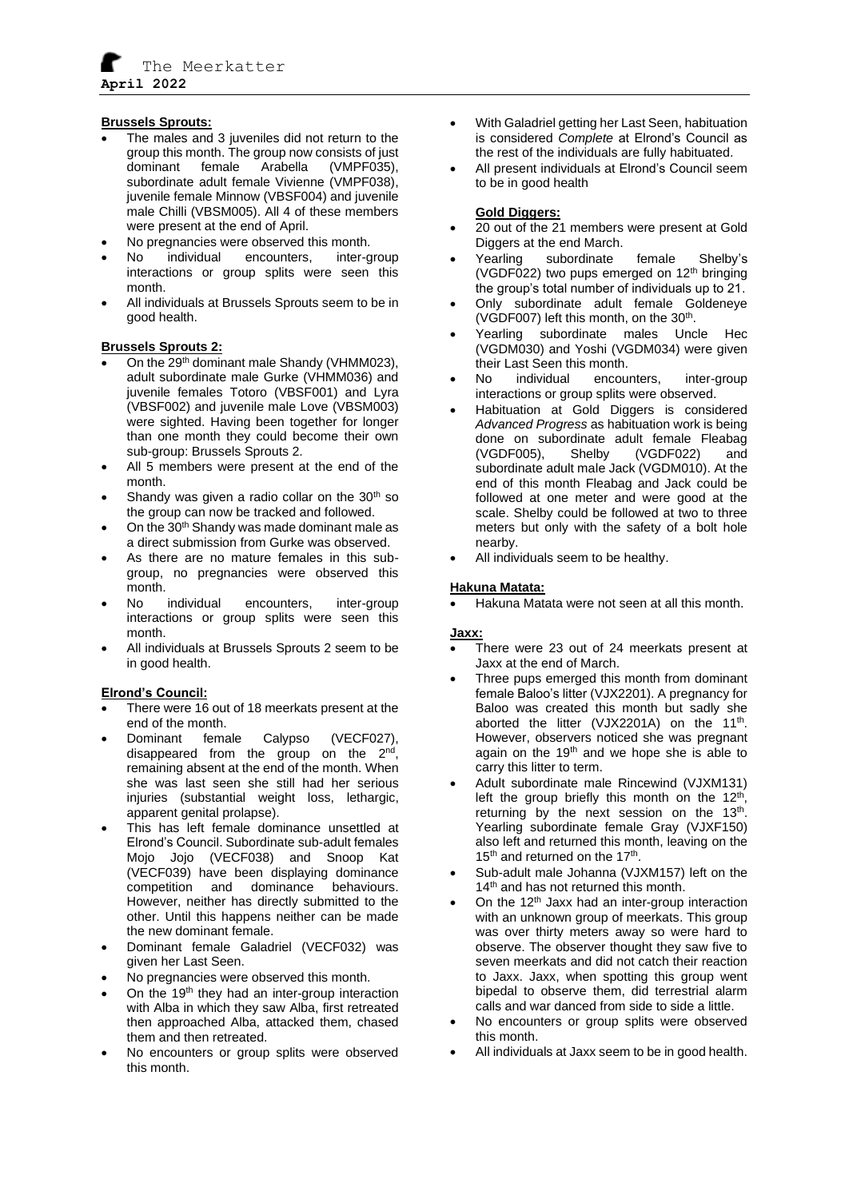### Brussels Sprouts:

- The males and 3 juveniles did not return to the group this month. The group now consists of just dominant female Arabella (VMPF035), subordinate adult female Vivienne (VMPF038), juvenile female Minnow (VBSF004) and juvenile male Chilli (VBSM005). All 4 of these members were present at the end of April.
- No pregnancies were observed this month.
- No individual encounters, inter-group interactions or group splits were seen this month.
- All individuals at Brussels Sprouts seem to be in good health.

### Brussels Sprouts 2:

- On the 29th dominant male Shandy (VHMM023), adult subordinate male Gurke (VHMM036) and juvenile females Totoro (VBSF001) and Lyra (VBSF002) and juvenile male Love (VBSM003) were sighted. Having been together for longer than one month they could become their own sub-group: Brussels Sprouts 2.
- All 5 members were present at the end of the month.
- Shandy was given a radio collar on the 30th so the group can now be tracked and followed.
- On the 30th Shandy was made dominant male as a direct submission from Gurke was observed.
- As there are no mature females in this sub-group, no pregnancies were observed this month.
- No individual encounters, inter-group interactions or group splits were seen this month.
- All individuals at Brussels Sprouts 2 seem to be in good health.

### Elrond's Council:

- There were 16 out of 18 meerkats present at the end of the month.
- Dominant female Calypso (VECF027), disappeared from the group on the 2nd, remaining absent at the end of the month. When she was last seen she still had her serious injuries (substantial weight loss, lethargic, apparent genital prolapse).
- This has left female dominance unsettled at Elrond's Council. Subordinate sub-adult females Mojo Jojo (VECF038) and Snoop Kat (VECF039) have been displaying dominance competition and dominance behaviours. However, neither has directly submitted to the other. Until this happens neither can be made the new dominant female.
- Dominant female Galadriel (VECF032) was given her Last Seen.
- No pregnancies were observed this month.
- On the 19th they had an inter-group interaction with Alba in which they saw Alba, first retreated then approached Alba, attacked them, chased them and then retreated.
- No encounters or group splits were observed this month.
- With Galadriel getting her Last Seen, habituation is considered *Complete* at Elrond's Council as the rest of the individuals are fully habituated.
- All present individuals at Elrond's Council seem to be in good health

### Gold Diggers:

- 20 out of the 21 members were present at Gold Diggers at the end March.
- Yearling subordinate female Shelby's (VGDF022) two pups emerged on 12th bringing the group's total number of individuals up to 21.
- Only subordinate adult female Goldeneye (VGDF007) left this month, on the 30th.
- Yearling subordinate males Uncle Hec (VGDM030) and Yoshi (VGDM034) were given their Last Seen this month.
- No individual encounters, inter-group interactions or group splits were observed.
- Habituation at Gold Diggers is considered *Advanced Progress* as habituation work is being done on subordinate adult female Fleabag (VGDF005), Shelby (VGDF022) and subordinate adult male Jack (VGDM010). At the end of this month Fleabag and Jack could be followed at one meter and were good at the scale. Shelby could be followed at two to three meters but only with the safety of a bolt hole nearby.
- All individuals seem to be healthy.

### Hakuna Matata:

- Hakuna Matata were not seen at all this month.

### Jaxx:

- There were 23 out of 24 meerkats present at Jaxx at the end of March.
- Three pups emerged this month from dominant female Baloo's litter (VJX2201). A pregnancy for Baloo was created this month but sadly she aborted the litter (VJX2201A) on the 11th. However, observers noticed she was pregnant again on the 19th and we hope she is able to carry this litter to term.
- Adult subordinate male Rincewind (VJXM131) left the group briefly this month on the 12th, returning by the next session on the 13th. Yearling subordinate female Gray (VJXF150) also left and returned this month, leaving on the 15th and returned on the 17th.
- Sub-adult male Johanna (VJXM157) left on the 14th and has not returned this month.
- On the 12th Jaxx had an inter-group interaction with an unknown group of meerkats. This group was over thirty meters away so were hard to observe. The observer thought they saw five to seven meerkats and did not catch their reaction to Jaxx. Jaxx, when spotting this group went bipedal to observe them, did terrestrial alarm calls and war danced from side to side a little.
- No encounters or group splits were observed this month.
- All individuals at Jaxx seem to be in good health.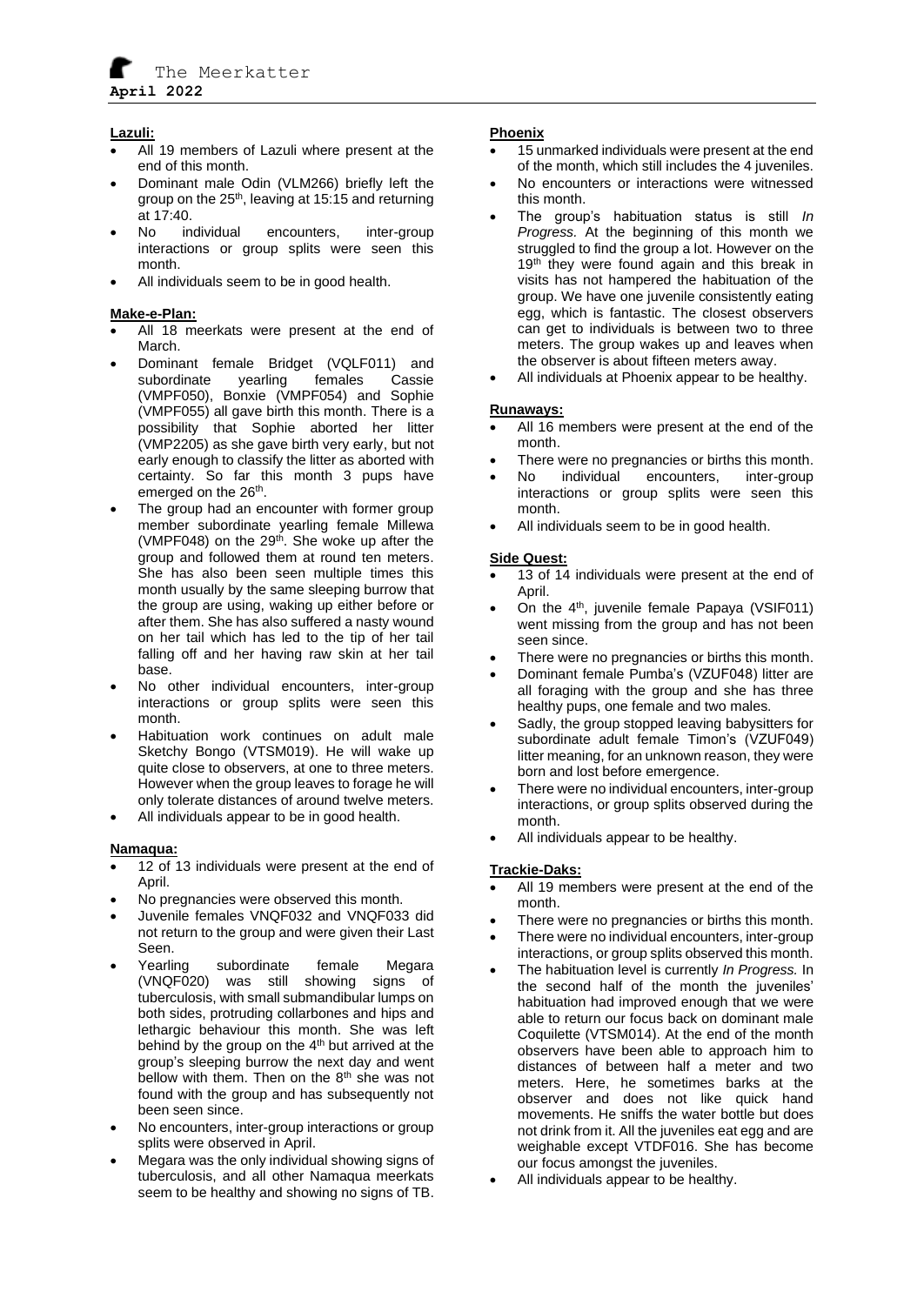**Lazuli:**

- All 19 members of Lazuli where present at the end of this month.
- Dominant male Odin (VLM266) briefly left the group on the 25th, leaving at 15:15 and returning at 17:40.
- No individual encounters, inter-group interactions or group splits were seen this month.
- All individuals seem to be in good health.

**Make-e-Plan:**

- All 18 meerkats were present at the end of March.
- Dominant female Bridget (VQLF011) and subordinate yearling females Cassie (VMPF050), Bonxie (VMPF054) and Sophie (VMPF055) all gave birth this month. There is a possibility that Sophie aborted her litter (VMP2205) as she gave birth very early, but not early enough to classify the litter as aborted with certainty. So far this month 3 pups have emerged on the 26th.
- The group had an encounter with former group member subordinate yearling female Millewa (VMPF048) on the 29th. She woke up after the group and followed them at round ten meters. She has also been seen multiple times this month usually by the same sleeping burrow that the group are using, waking up either before or after them. She has also suffered a nasty wound on her tail which has led to the tip of her tail falling off and her having raw skin at her tail base.
- No other individual encounters, inter-group interactions or group splits were seen this month.
- Habituation work continues on adult male Sketchy Bongo (VTSM019). He will wake up quite close to observers, at one to three meters. However when the group leaves to forage he will only tolerate distances of around twelve meters.
- All individuals appear to be in good health.

**Namaqua:**

- 12 of 13 individuals were present at the end of April.
- No pregnancies were observed this month.
- Juvenile females VNQF032 and VNQF033 did not return to the group and were given their Last Seen.
- Yearling subordinate female Megara (VNQF020) was still showing signs of tuberculosis, with small submandibular lumps on both sides, protruding collarbones and hips and lethargic behaviour this month. She was left behind by the group on the 4th but arrived at the group's sleeping burrow the next day and went bellow with them. Then on the 8th she was not found with the group and has subsequently not been seen since.
- No encounters, inter-group interactions or group splits were observed in April.
- Megara was the only individual showing signs of tuberculosis, and all other Namaqua meerkats seem to be healthy and showing no signs of TB.

**Phoenix**

- 15 unmarked individuals were present at the end of the month, which still includes the 4 juveniles.
- No encounters or interactions were witnessed this month.
- The group's habituation status is still *In Progress.* At the beginning of this month we struggled to find the group a lot. However on the 19th they were found again and this break in visits has not hampered the habituation of the group. We have one juvenile consistently eating egg, which is fantastic. The closest observers can get to individuals is between two to three meters. The group wakes up and leaves when the observer is about fifteen meters away.
- All individuals at Phoenix appear to be healthy.

**Runaways:**

- All 16 members were present at the end of the month.
- There were no pregnancies or births this month.
- No individual encounters, inter-group interactions or group splits were seen this month.
- All individuals seem to be in good health.

**Side Quest:**

- 13 of 14 individuals were present at the end of April.
- On the 4th, juvenile female Papaya (VSIF011) went missing from the group and has not been seen since.
- There were no pregnancies or births this month.
- Dominant female Pumba's (VZUF048) litter are all foraging with the group and she has three healthy pups, one female and two males.
- Sadly, the group stopped leaving babysitters for subordinate adult female Timon's (VZUF049) litter meaning, for an unknown reason, they were born and lost before emergence.
- There were no individual encounters, inter-group interactions, or group splits observed during the month.
- All individuals appear to be healthy.

**Trackie-Daks:**

- All 19 members were present at the end of the month.
- There were no pregnancies or births this month.
- There were no individual encounters, inter-group interactions, or group splits observed this month.
- The habituation level is currently *In Progress.* In the second half of the month the juveniles' habituation had improved enough that we were able to return our focus back on dominant male Coquilette (VTSM014). At the end of the month observers have been able to approach him to distances of between half a meter and two meters. Here, he sometimes barks at the observer and does not like quick hand movements. He sniffs the water bottle but does not drink from it. All the juveniles eat egg and are weighable except VTDF016. She has become our focus amongst the juveniles.
- All individuals appear to be healthy.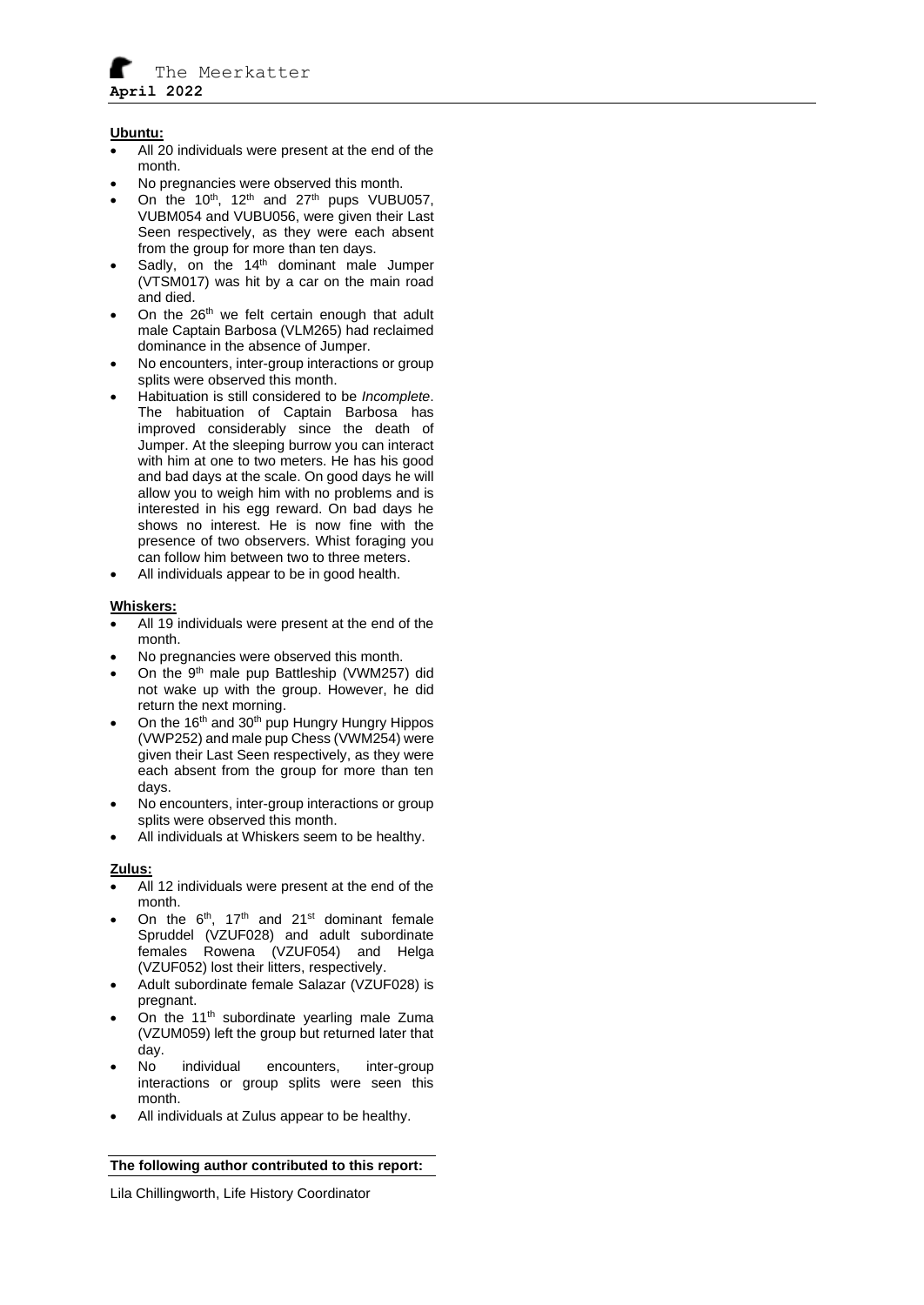**Ubuntu:**

- All 20 individuals were present at the end of the month.
- No pregnancies were observed this month.
- On the 10th, 12th and 27th pups VUBU057, VUBM054 and VUBU056, were given their Last Seen respectively, as they were each absent from the group for more than ten days.
- Sadly, on the 14th dominant male Jumper (VTSM017) was hit by a car on the main road and died.
- On the 26th we felt certain enough that adult male Captain Barbosa (VLM265) had reclaimed dominance in the absence of Jumper.
- No encounters, inter-group interactions or group splits were observed this month.
- Habituation is still considered to be *Incomplete*. The habituation of Captain Barbosa has improved considerably since the death of Jumper. At the sleeping burrow you can interact with him at one to two meters. He has his good and bad days at the scale. On good days he will allow you to weigh him with no problems and is interested in his egg reward. On bad days he shows no interest. He is now fine with the presence of two observers. Whist foraging you can follow him between two to three meters.
- All individuals appear to be in good health.

**Whiskers:**

- All 19 individuals were present at the end of the month.
- No pregnancies were observed this month.
- On the 9th male pup Battleship (VWM257) did not wake up with the group. However, he did return the next morning.
- On the 16th and 30th pup Hungry Hungry Hippos (VWP252) and male pup Chess (VWM254) were given their Last Seen respectively, as they were each absent from the group for more than ten days.
- No encounters, inter-group interactions or group splits were observed this month.
- All individuals at Whiskers seem to be healthy.

**Zulus:**

- All 12 individuals were present at the end of the month.
- On the 6th, 17th and 21st dominant female Spruddel (VZUF028) and adult subordinate females Rowena (VZUF054) and Helga (VZUF052) lost their litters, respectively.
- Adult subordinate female Salazar (VZUF028) is pregnant.
- On the 11th subordinate yearling male Zuma (VZUM059) left the group but returned later that day.
- No individual encounters, inter-group interactions or group splits were seen this month.
- All individuals at Zulus appear to be healthy.

**The following author contributed to this report:**

Lila Chillingworth, Life History Coordinator